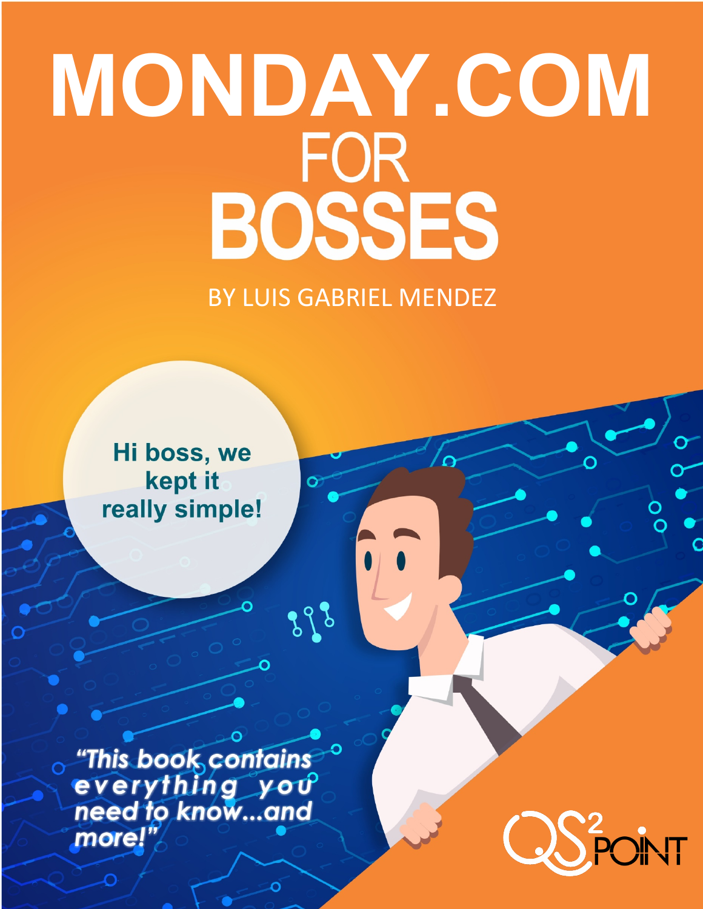# MONDAY.COM FOR BOSSES

BY LUIS GABRIEL MENDEZ

Hi boss, we kept it really simple!

*"This book contains everything you need to know...and more!"*

QS2POINT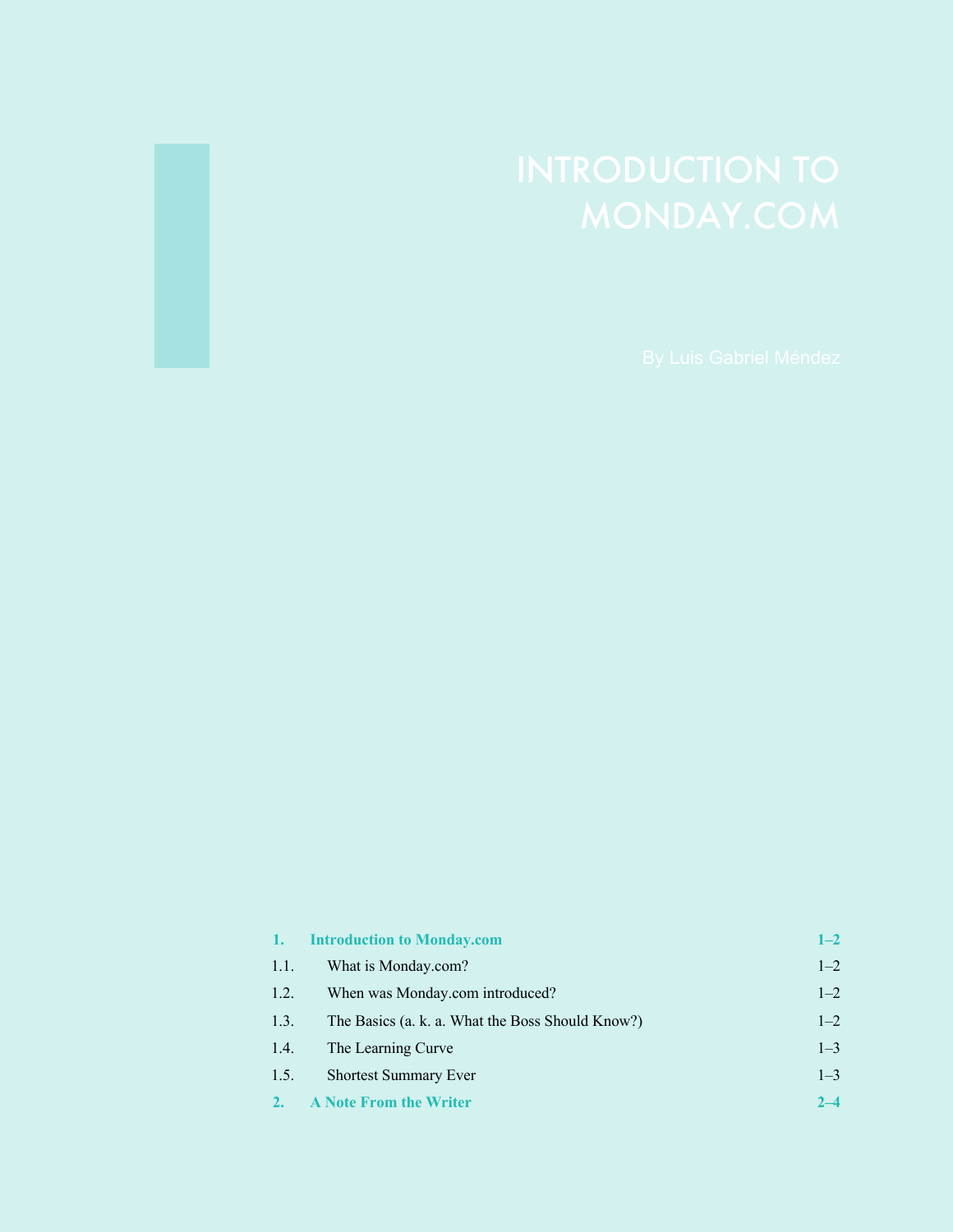# INTRODUCTION TO MONDAY.COM

By Luis Gabriel Méndez

| | | |
|---|---|---|
| **1.** | **Introduction to Monday.com** | **1–2** |
| 1.1. | What is Monday.com? | 1–2 |
| 1.2. | When was Monday.com introduced? | 1–2 |
| 1.3. | The Basics (a. k. a. What the Boss Should Know?) | 1–2 |
| 1.4. | The Learning Curve | 1–3 |
| 1.5. | Shortest Summary Ever | 1–3 |
| **2.** | **A Note From the Writer** | **2–4** |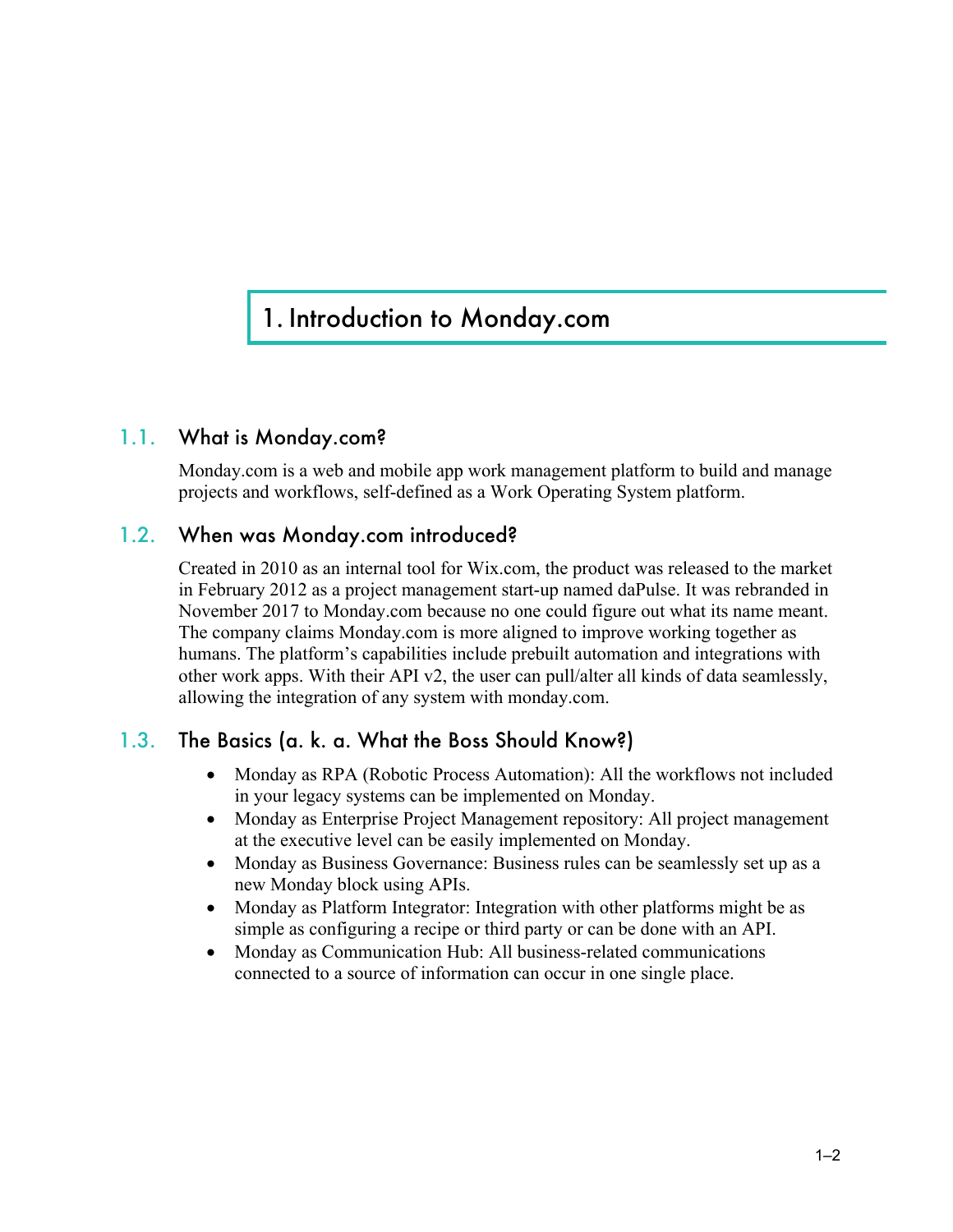# 1. Introduction to Monday.com

## 1.1. What is Monday.com?

Monday.com is a web and mobile app work management platform to build and manage projects and workflows, self-defined as a Work Operating System platform.

## 1.2. When was Monday.com introduced?

Created in 2010 as an internal tool for Wix.com, the product was released to the market in February 2012 as a project management start-up named daPulse. It was rebranded in November 2017 to Monday.com because no one could figure out what its name meant. The company claims Monday.com is more aligned to improve working together as humans. The platform's capabilities include prebuilt automation and integrations with other work apps. With their API v2, the user can pull/alter all kinds of data seamlessly, allowing the integration of any system with monday.com.

## 1.3. The Basics (a. k. a. What the Boss Should Know?)

- Monday as RPA (Robotic Process Automation): All the workflows not included in your legacy systems can be implemented on Monday.
- Monday as Enterprise Project Management repository: All project management at the executive level can be easily implemented on Monday.
- Monday as Business Governance: Business rules can be seamlessly set up as a new Monday block using APIs.
- Monday as Platform Integrator: Integration with other platforms might be as simple as configuring a recipe or third party or can be done with an API.
- Monday as Communication Hub: All business-related communications connected to a source of information can occur in one single place.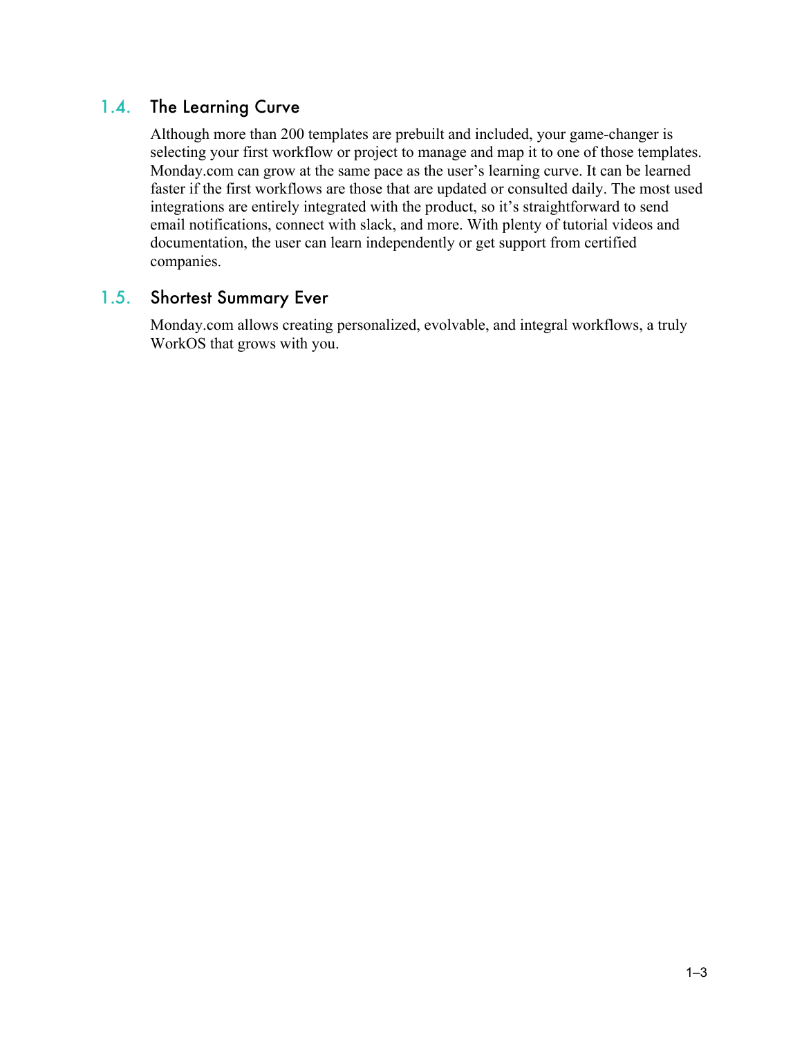### 1.4. The Learning Curve

Although more than 200 templates are prebuilt and included, your game-changer is selecting your first workflow or project to manage and map it to one of those templates. Monday.com can grow at the same pace as the user's learning curve. It can be learned faster if the first workflows are those that are updated or consulted daily. The most used integrations are entirely integrated with the product, so it's straightforward to send email notifications, connect with slack, and more. With plenty of tutorial videos and documentation, the user can learn independently or get support from certified companies.

### 1.5. Shortest Summary Ever

Monday.com allows creating personalized, evolvable, and integral workflows, a truly WorkOS that grows with you.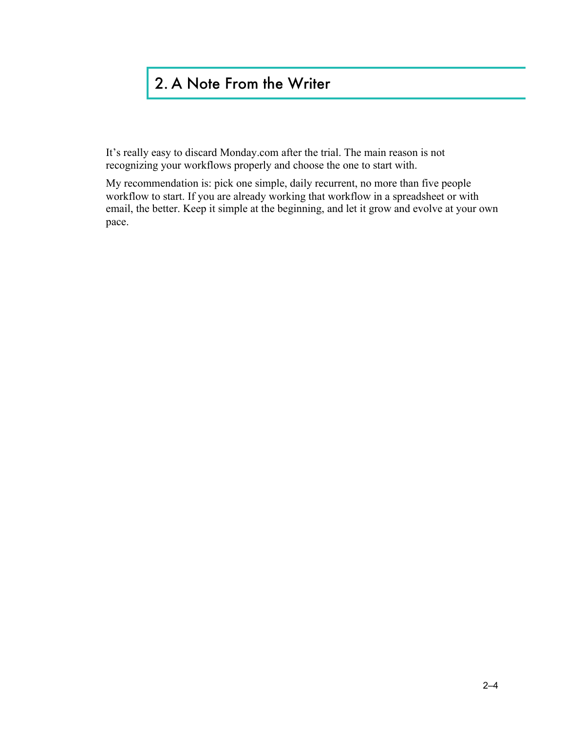## 2. A Note From the Writer

It's really easy to discard Monday.com after the trial. The main reason is not recognizing your workflows properly and choose the one to start with.

My recommendation is: pick one simple, daily recurrent, no more than five people workflow to start. If you are already working that workflow in a spreadsheet or with email, the better. Keep it simple at the beginning, and let it grow and evolve at your own pace.